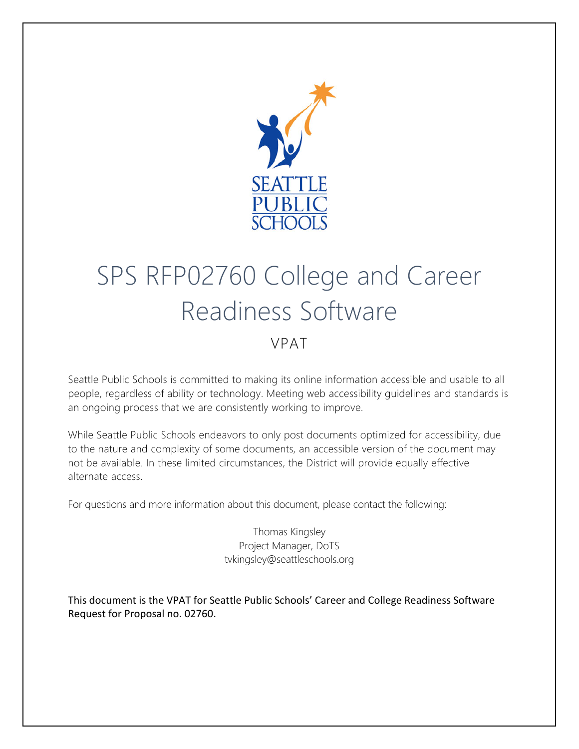# SPS RFP02760 College and Career Readiness Software

## VPAT

Seattle Public Schools is committed to making its online information accessible and usable to all people, regardless of ability or technology. Meeting web accessibility guidelines and standards is an ongoing process that we are consistently working to improve.

While Seattle Public Schools endeavors to only post documents optimized for accessibility, due to the nature and complexity of some documents, an accessible version of the document may not be available. In these limited circumstances, the District will provide equally effective alternate access.

For questions and more information about this document, please contact the following:

Thomas Kingsley
Project Manager, DoTS
tvkingsley@seattleschools.org

This document is the VPAT for Seattle Public Schools' Career and College Readiness Software Request for Proposal no. 02760.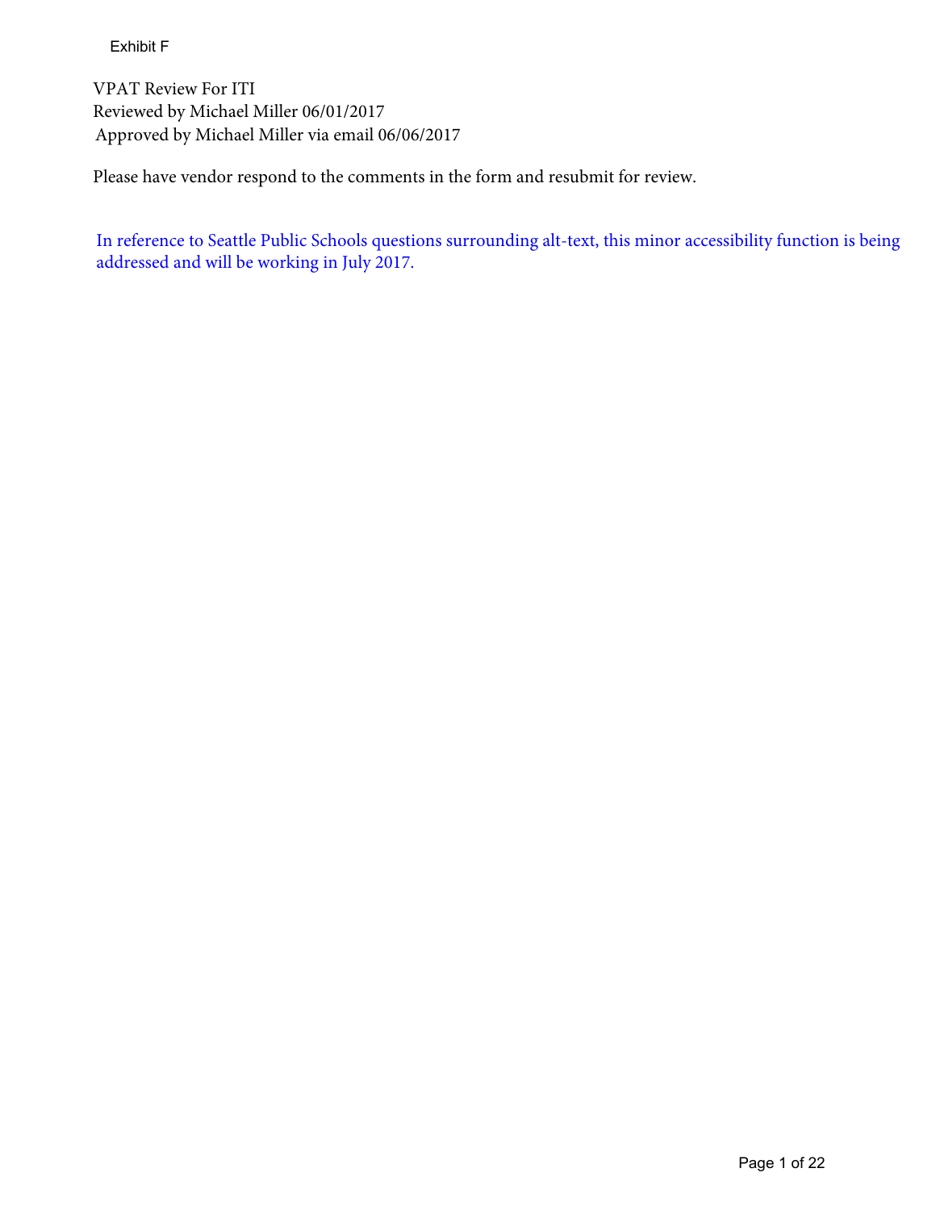Exhibit F

VPAT Review For ITI
Reviewed by Michael Miller 06/01/2017
Approved by Michael Miller via email 06/06/2017

Please have vendor respond to the comments in the form and resubmit for review.

In reference to Seattle Public Schools questions surrounding alt-text, this minor accessibility function is being addressed and will be working in July 2017.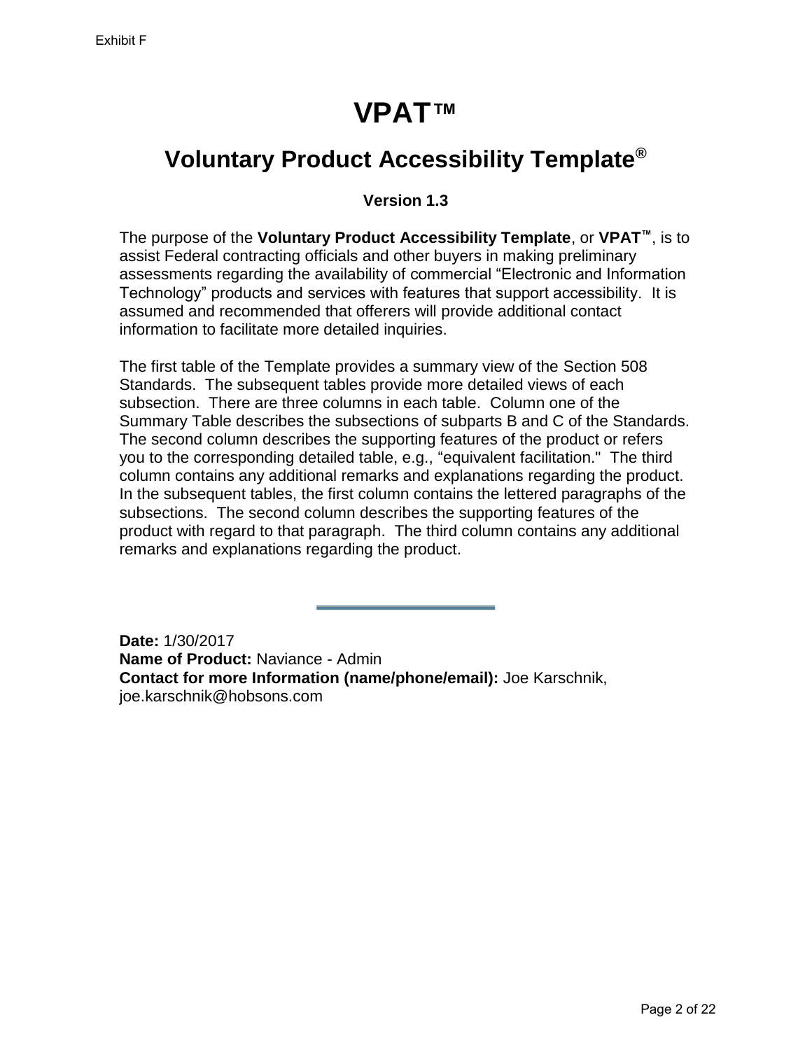# VPAT™

## Voluntary Product Accessibility Template®

**Version 1.3**

The purpose of the **Voluntary Product Accessibility Template**, or **VPAT™**, is to assist Federal contracting officials and other buyers in making preliminary assessments regarding the availability of commercial "Electronic and Information Technology" products and services with features that support accessibility. It is assumed and recommended that offerers will provide additional contact information to facilitate more detailed inquiries.

The first table of the Template provides a summary view of the Section 508 Standards. The subsequent tables provide more detailed views of each subsection. There are three columns in each table. Column one of the Summary Table describes the subsections of subparts B and C of the Standards. The second column describes the supporting features of the product or refers you to the corresponding detailed table, e.g., "equivalent facilitation." The third column contains any additional remarks and explanations regarding the product. In the subsequent tables, the first column contains the lettered paragraphs of the subsections. The second column describes the supporting features of the product with regard to that paragraph. The third column contains any additional remarks and explanations regarding the product.

---

**Date:** 1/30/2017
**Name of Product:** Naviance - Admin
**Contact for more Information (name/phone/email):** Joe Karschnik, joe.karschnik@hobsons.com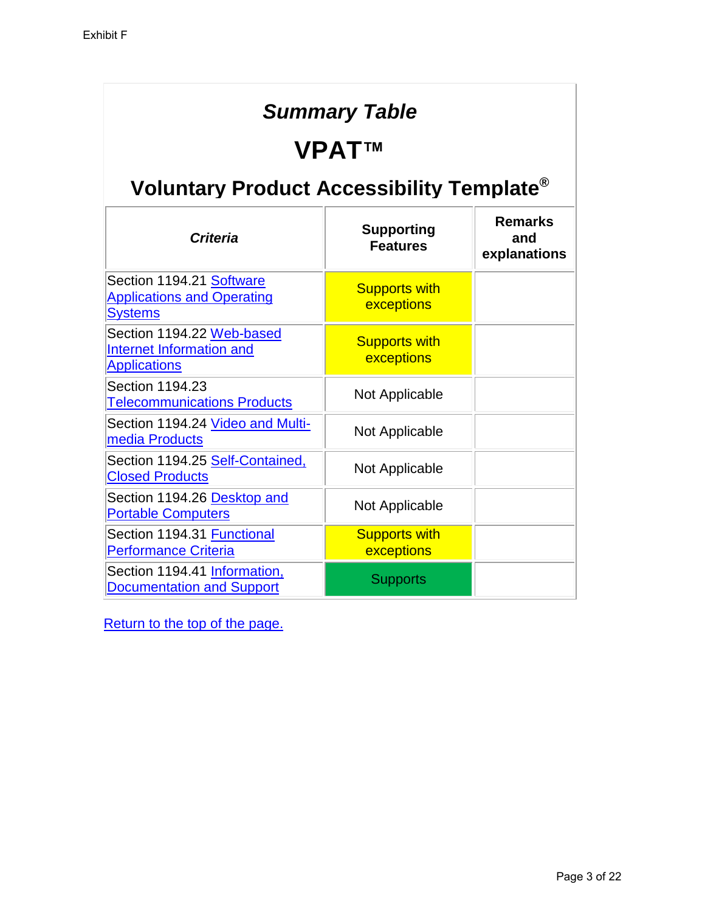Exhibit F

# *Summary Table*

# VPAT™

## Voluntary Product Accessibility Template®

| *Criteria* | Supporting Features | Remarks and explanations |
|---|---|---|
| Section 1194.21 Software Applications and Operating Systems | Supports with exceptions | |
| Section 1194.22 Web-based Internet Information and Applications | Supports with exceptions | |
| Section 1194.23 Telecommunications Products | Not Applicable | |
| Section 1194.24 Video and Multi-media Products | Not Applicable | |
| Section 1194.25 Self-Contained, Closed Products | Not Applicable | |
| Section 1194.26 Desktop and Portable Computers | Not Applicable | |
| Section 1194.31 Functional Performance Criteria | Supports with exceptions | |
| Section 1194.41 Information, Documentation and Support | Supports | |

Return to the top of the page.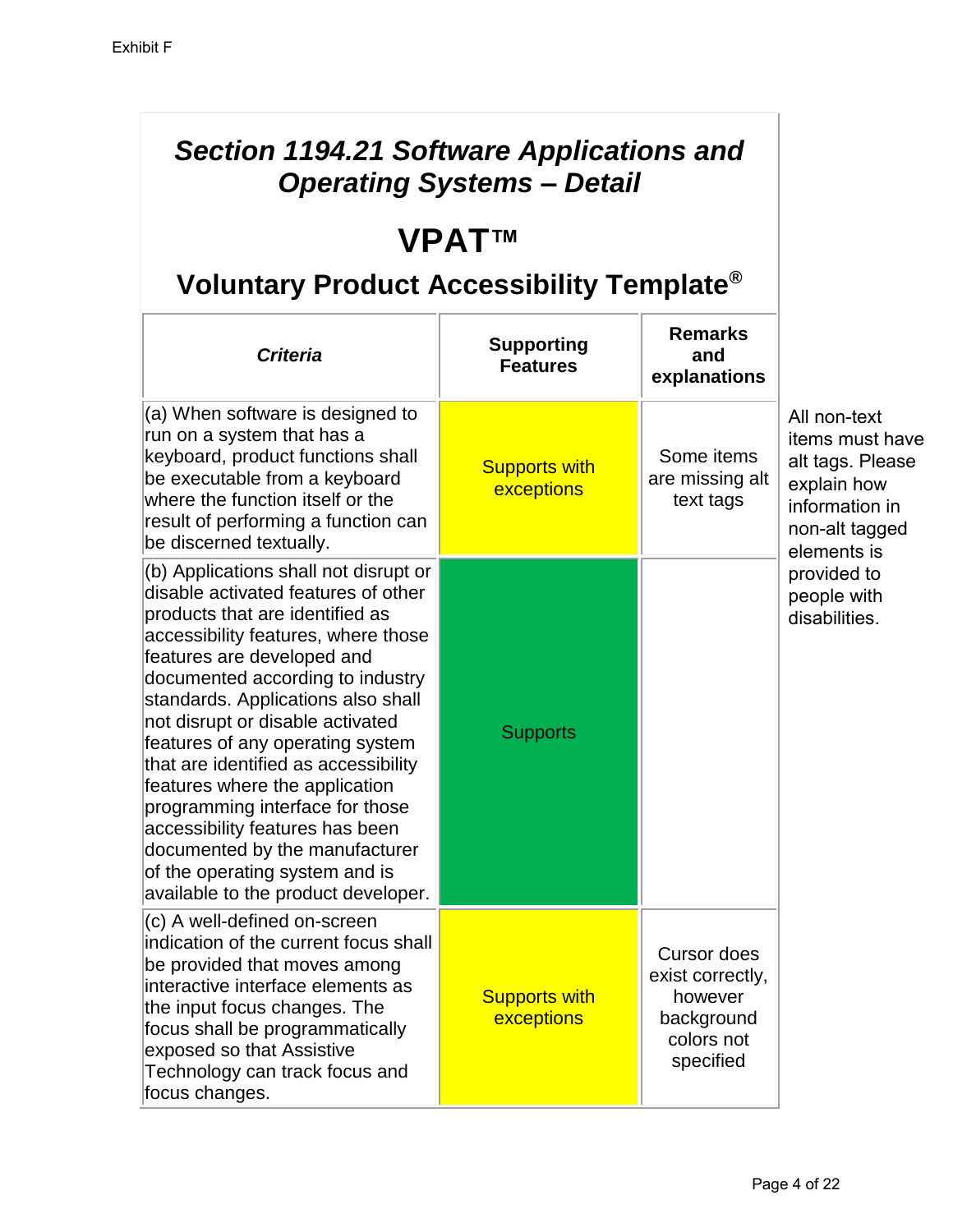Exhibit F

## *Section 1194.21 Software Applications and Operating Systems – Detail*

# VPAT™

## Voluntary Product Accessibility Template®

| *Criteria* | Supporting Features | Remarks and explanations |
|---|---|---|
| (a) When software is designed to run on a system that has a keyboard, product functions shall be executable from a keyboard where the function itself or the result of performing a function can be discerned textually. | Supports with exceptions | Some items are missing alt text tags |
| (b) Applications shall not disrupt or disable activated features of other products that are identified as accessibility features, where those features are developed and documented according to industry standards. Applications also shall not disrupt or disable activated features of any operating system that are identified as accessibility features where the application programming interface for those accessibility features has been documented by the manufacturer of the operating system and is available to the product developer. | Supports | |
| (c) A well-defined on-screen indication of the current focus shall be provided that moves among interactive interface elements as the input focus changes. The focus shall be programmatically exposed so that Assistive Technology can track focus and focus changes. | Supports with exceptions | Cursor does exist correctly, however background colors not specified |

All non-text items must have alt tags. Please explain how information in non-alt tagged elements is provided to people with disabilities.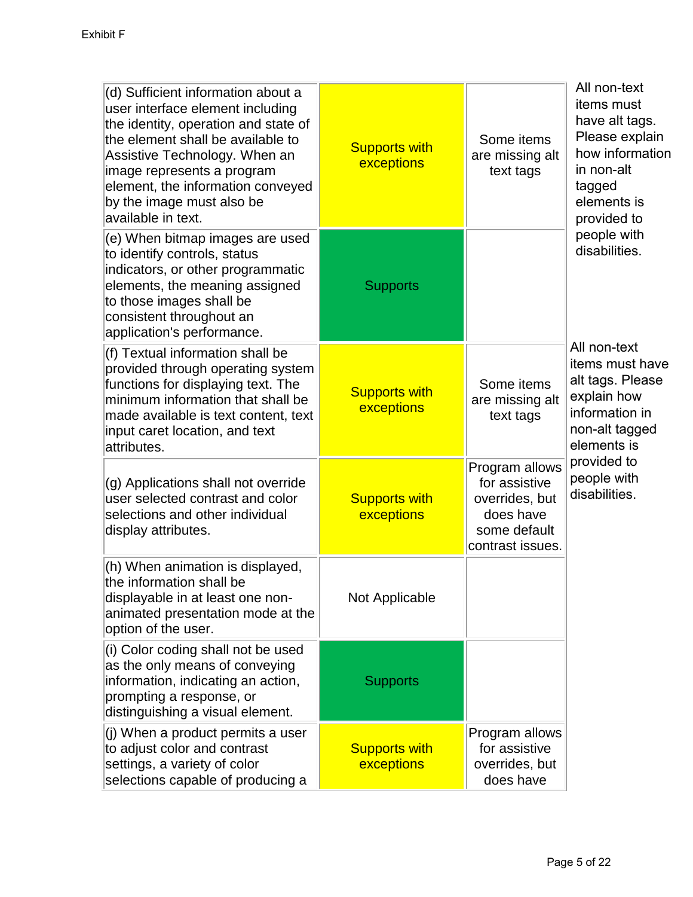Exhibit F

| | | | |
|---|---|---|---|
| (d) Sufficient information about a user interface element including the identity, operation and state of the element shall be available to Assistive Technology. When an image represents a program element, the information conveyed by the image must also be available in text. | Supports with exceptions | Some items are missing alt text tags | All non-text items must have alt tags. Please explain how information in non-alt tagged elements is provided to people with disabilities. |
| (e) When bitmap images are used to identify controls, status indicators, or other programmatic elements, the meaning assigned to those images shall be consistent throughout an application's performance. | Supports | | |
| (f) Textual information shall be provided through operating system functions for displaying text. The minimum information that shall be made available is text content, text input caret location, and text attributes. | Supports with exceptions | Some items are missing alt text tags | All non-text items must have alt tags. Please explain how information in non-alt tagged elements is provided to people with disabilities. |
| (g) Applications shall not override user selected contrast and color selections and other individual display attributes. | Supports with exceptions | Program allows for assistive overrides, but does have some default contrast issues. | |
| (h) When animation is displayed, the information shall be displayable in at least one non-animated presentation mode at the option of the user. | Not Applicable | | |
| (i) Color coding shall not be used as the only means of conveying information, indicating an action, prompting a response, or distinguishing a visual element. | Supports | | |
| (j) When a product permits a user to adjust color and contrast settings, a variety of color selections capable of producing a | Supports with exceptions | Program allows for assistive overrides, but does have | |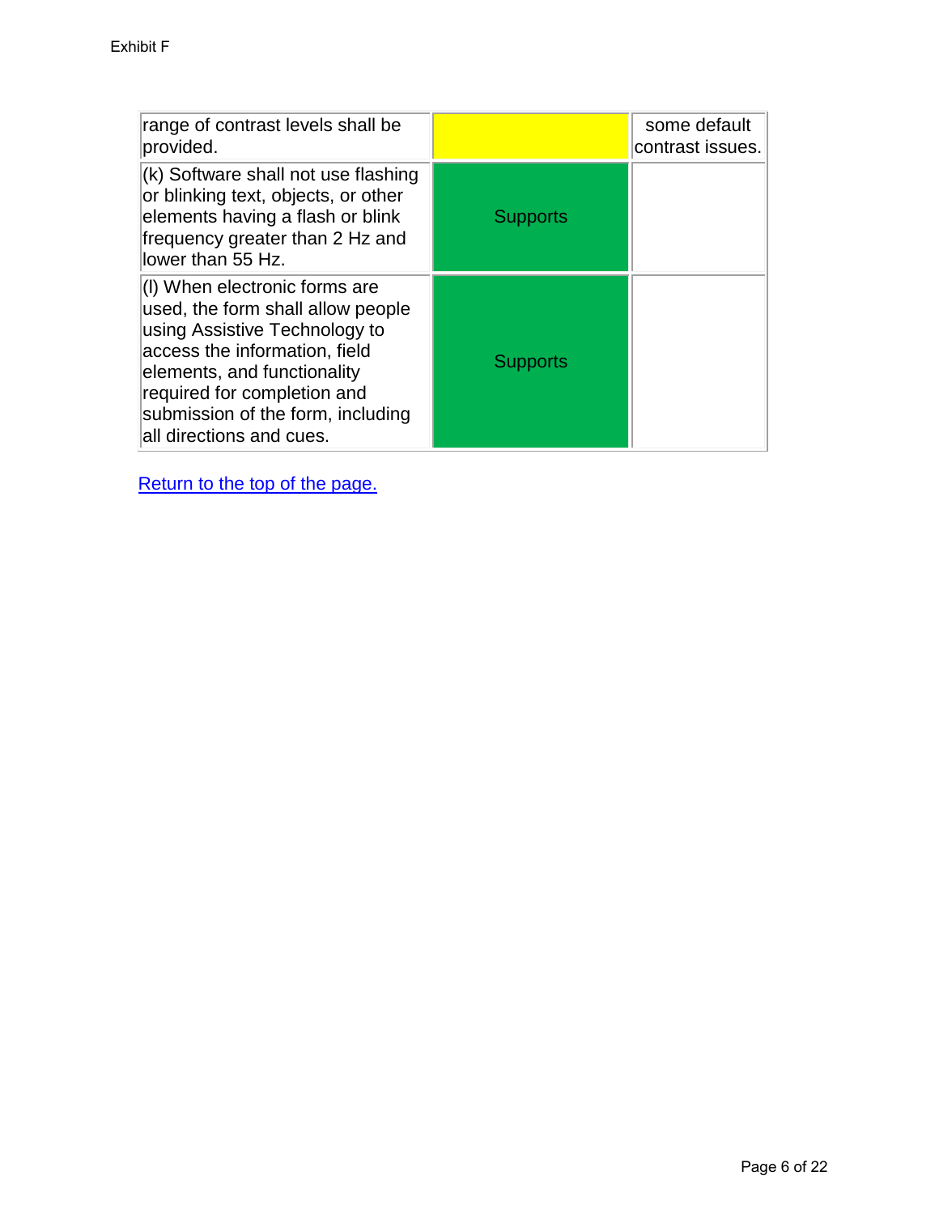| | | |
|---|---|---|
| range of contrast levels shall be provided. | | some default contrast issues. |
| (k) Software shall not use flashing or blinking text, objects, or other elements having a flash or blink frequency greater than 2 Hz and lower than 55 Hz. | Supports | |
| (l) When electronic forms are used, the form shall allow people using Assistive Technology to access the information, field elements, and functionality required for completion and submission of the form, including all directions and cues. | Supports | |

Return to the top of the page.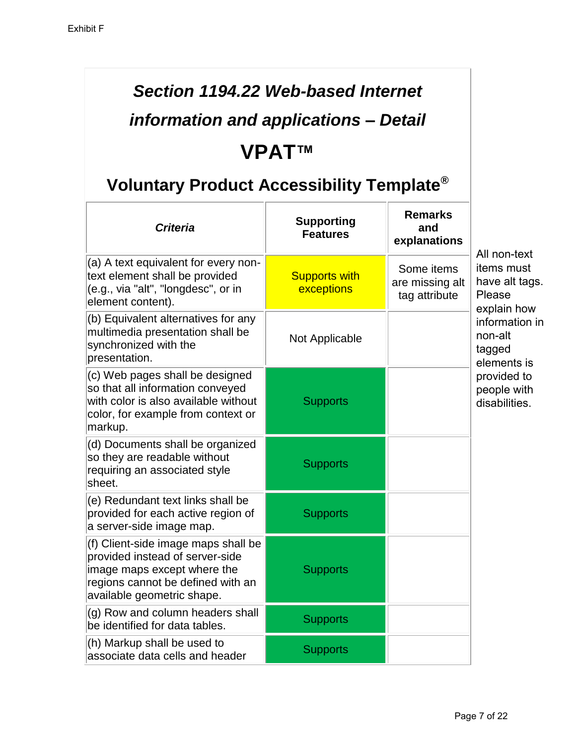Exhibit F

# *Section 1194.22 Web-based Internet information and applications – Detail*

# VPAT™

## Voluntary Product Accessibility Template®

| *Criteria* | Supporting Features | Remarks and explanations |
|---|---|---|
| (a) A text equivalent for every non-text element shall be provided (e.g., via "alt", "longdesc", or in element content). | Supports with exceptions | Some items are missing alt tag attribute |
| (b) Equivalent alternatives for any multimedia presentation shall be synchronized with the presentation. | Not Applicable | |
| (c) Web pages shall be designed so that all information conveyed with color is also available without color, for example from context or markup. | Supports | |
| (d) Documents shall be organized so they are readable without requiring an associated style sheet. | Supports | |
| (e) Redundant text links shall be provided for each active region of a server-side image map. | Supports | |
| (f) Client-side image maps shall be provided instead of server-side image maps except where the regions cannot be defined with an available geometric shape. | Supports | |
| (g) Row and column headers shall be identified for data tables. | Supports | |
| (h) Markup shall be used to associate data cells and header | Supports | |

All non-text items must have alt tags. Please explain how information in non-alt tagged elements is provided to people with disabilities.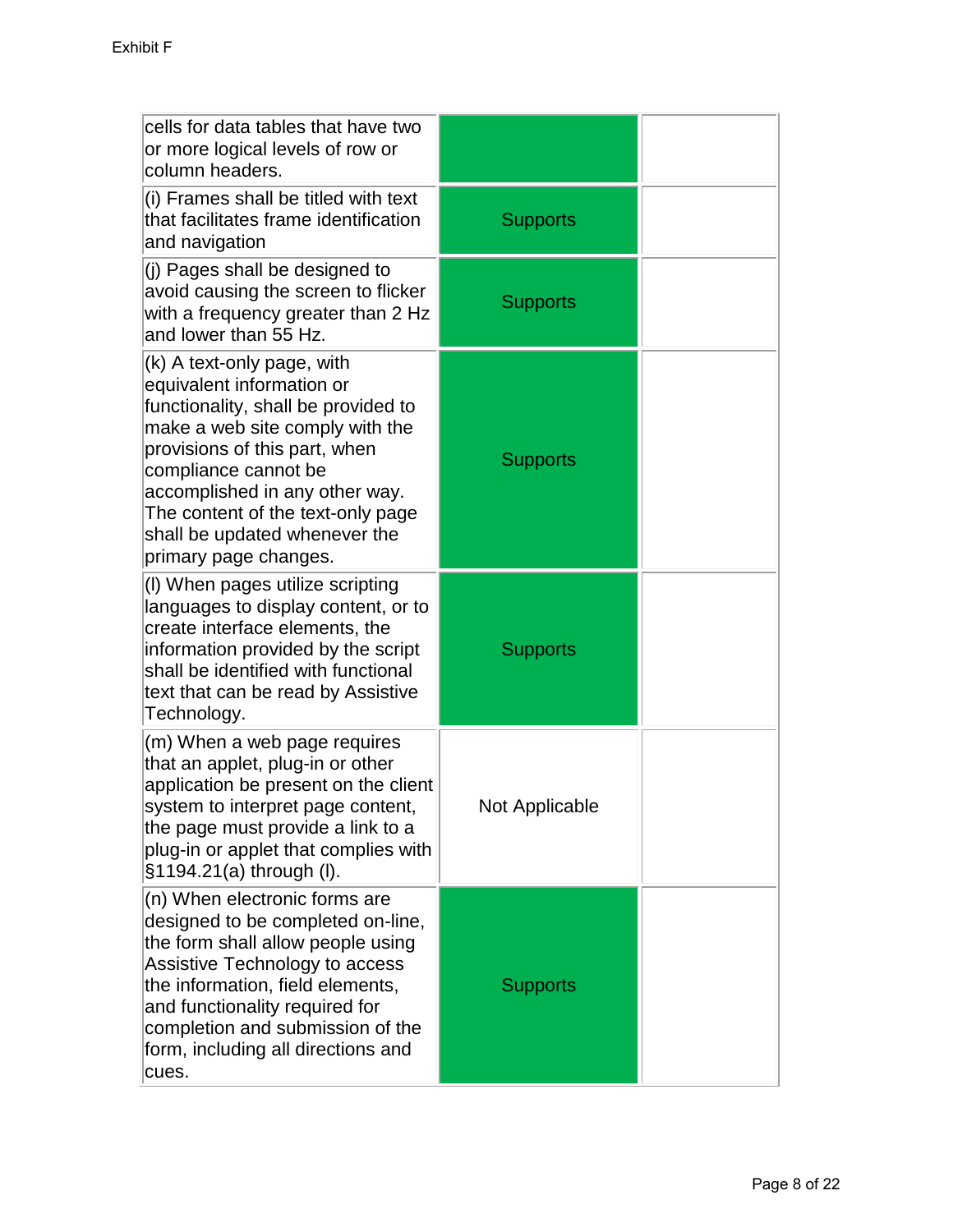| | | |
|---|---|---|
| cells for data tables that have two or more logical levels of row or column headers. | | |
| (i) Frames shall be titled with text that facilitates frame identification and navigation | Supports | |
| (j) Pages shall be designed to avoid causing the screen to flicker with a frequency greater than 2 Hz and lower than 55 Hz. | Supports | |
| (k) A text-only page, with equivalent information or functionality, shall be provided to make a web site comply with the provisions of this part, when compliance cannot be accomplished in any other way. The content of the text-only page shall be updated whenever the primary page changes. | Supports | |
| (l) When pages utilize scripting languages to display content, or to create interface elements, the information provided by the script shall be identified with functional text that can be read by Assistive Technology. | Supports | |
| (m) When a web page requires that an applet, plug-in or other application be present on the client system to interpret page content, the page must provide a link to a plug-in or applet that complies with §1194.21(a) through (l). | Not Applicable | |
| (n) When electronic forms are designed to be completed on-line, the form shall allow people using Assistive Technology to access the information, field elements, and functionality required for completion and submission of the form, including all directions and cues. | Supports | |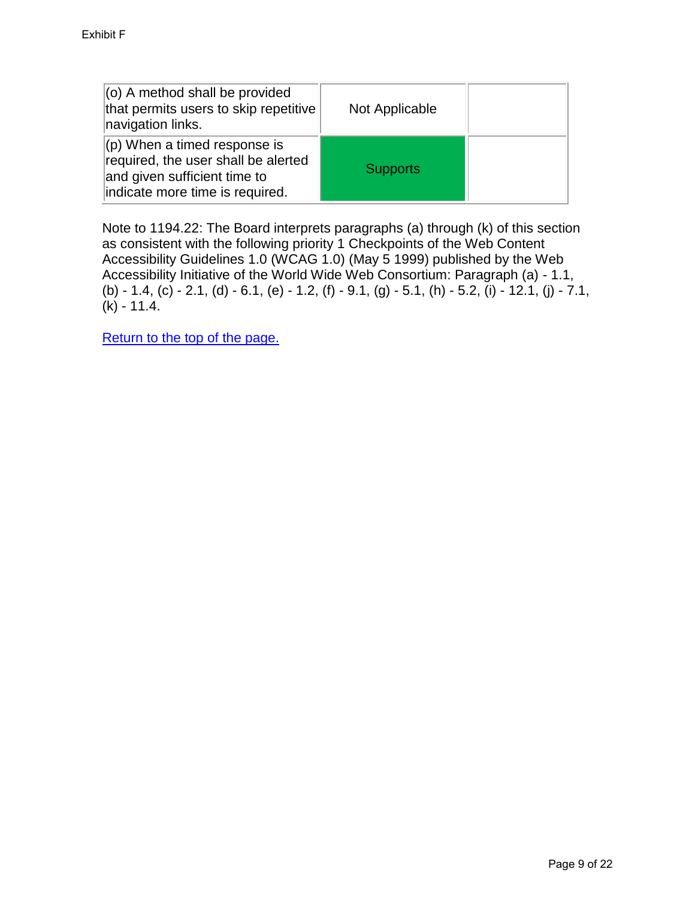| | | |
|---|---|---|
| (o) A method shall be provided that permits users to skip repetitive navigation links. | Not Applicable | |
| (p) When a timed response is required, the user shall be alerted and given sufficient time to indicate more time is required. | Supports | |

Note to 1194.22: The Board interprets paragraphs (a) through (k) of this section as consistent with the following priority 1 Checkpoints of the Web Content Accessibility Guidelines 1.0 (WCAG 1.0) (May 5 1999) published by the Web Accessibility Initiative of the World Wide Web Consortium: Paragraph (a) - 1.1, (b) - 1.4, (c) - 2.1, (d) - 6.1, (e) - 1.2, (f) - 9.1, (g) - 5.1, (h) - 5.2, (i) - 12.1, (j) - 7.1, (k) - 11.4.

Return to the top of the page.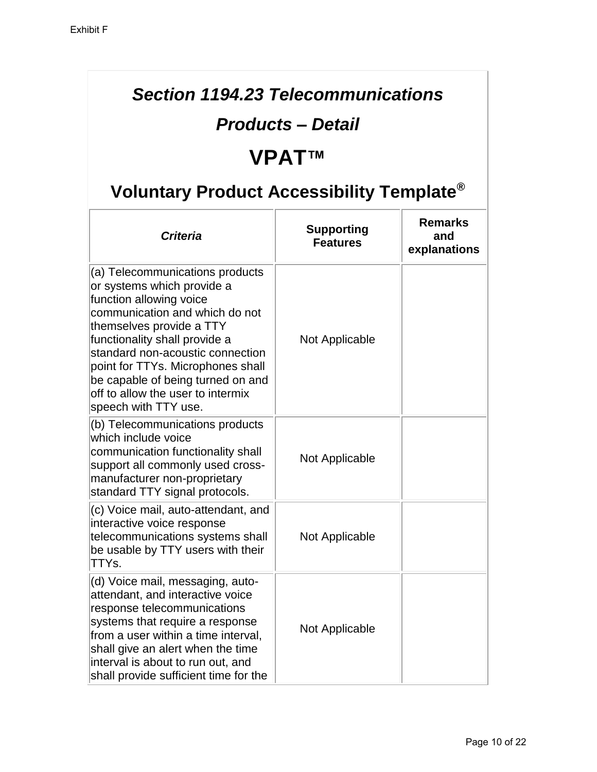# *Section 1194.23 Telecommunications Products – Detail*

# VPAT™

## Voluntary Product Accessibility Template®

| *Criteria* | Supporting Features | Remarks and explanations |
|---|---|---|
| (a) Telecommunications products or systems which provide a function allowing voice communication and which do not themselves provide a TTY functionality shall provide a standard non-acoustic connection point for TTYs. Microphones shall be capable of being turned on and off to allow the user to intermix speech with TTY use. | Not Applicable | |
| (b) Telecommunications products which include voice communication functionality shall support all commonly used cross-manufacturer non-proprietary standard TTY signal protocols. | Not Applicable | |
| (c) Voice mail, auto-attendant, and interactive voice response telecommunications systems shall be usable by TTY users with their TTYs. | Not Applicable | |
| (d) Voice mail, messaging, auto-attendant, and interactive voice response telecommunications systems that require a response from a user within a time interval, shall give an alert when the time interval is about to run out, and shall provide sufficient time for the | Not Applicable | |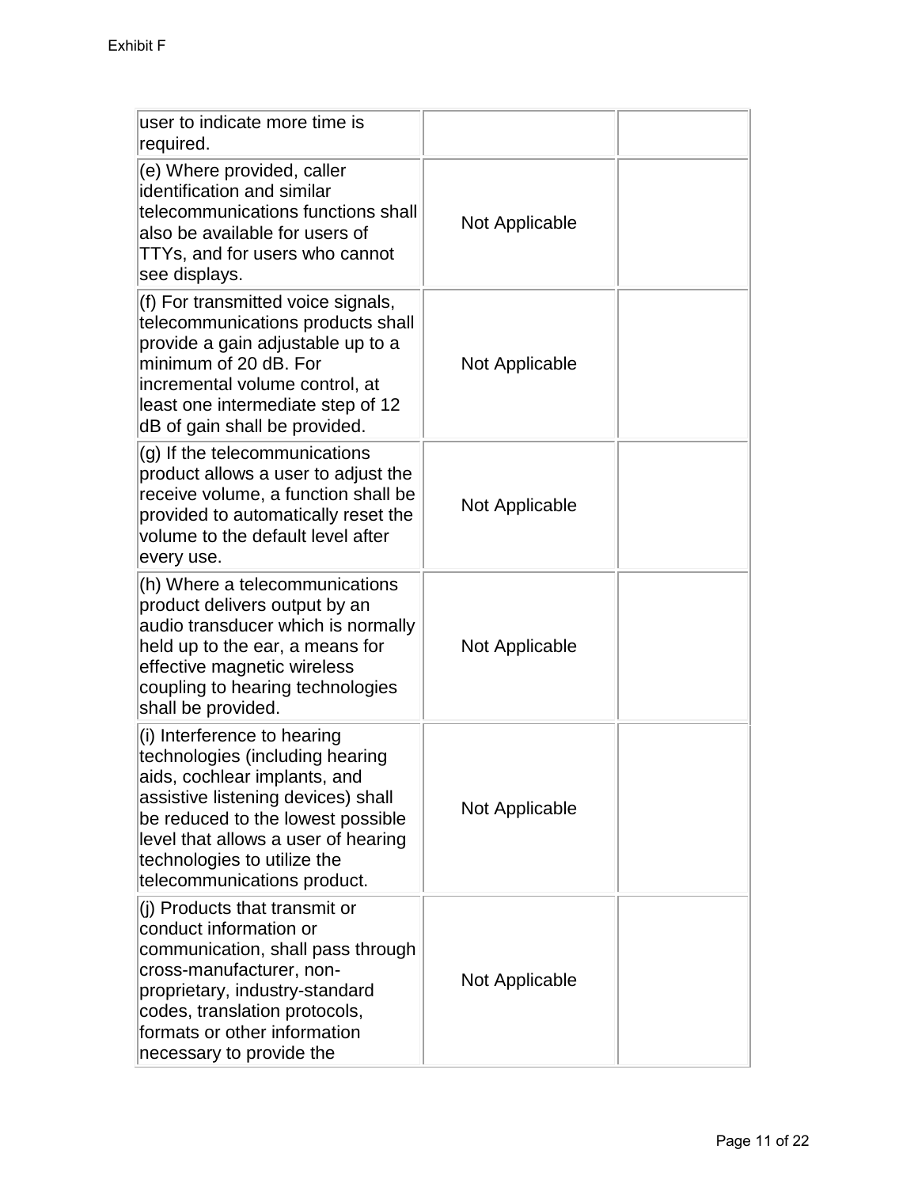| | | |
|---|---|---|
| user to indicate more time is required. | | |
| (e) Where provided, caller identification and similar telecommunications functions shall also be available for users of TTYs, and for users who cannot see displays. | Not Applicable | |
| (f) For transmitted voice signals, telecommunications products shall provide a gain adjustable up to a minimum of 20 dB. For incremental volume control, at least one intermediate step of 12 dB of gain shall be provided. | Not Applicable | |
| (g) If the telecommunications product allows a user to adjust the receive volume, a function shall be provided to automatically reset the volume to the default level after every use. | Not Applicable | |
| (h) Where a telecommunications product delivers output by an audio transducer which is normally held up to the ear, a means for effective magnetic wireless coupling to hearing technologies shall be provided. | Not Applicable | |
| (i) Interference to hearing technologies (including hearing aids, cochlear implants, and assistive listening devices) shall be reduced to the lowest possible level that allows a user of hearing technologies to utilize the telecommunications product. | Not Applicable | |
| (j) Products that transmit or conduct information or communication, shall pass through cross-manufacturer, non-proprietary, industry-standard codes, translation protocols, formats or other information necessary to provide the | Not Applicable | |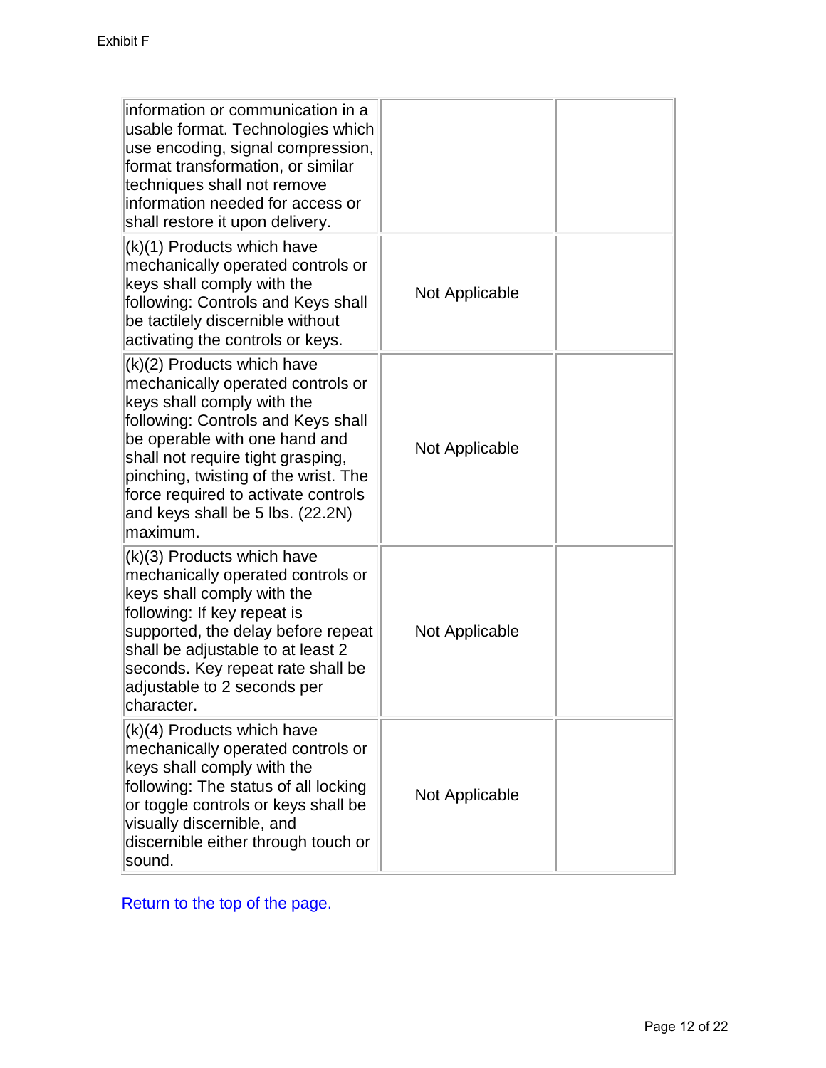| | | |
|---|---|---|
| information or communication in a usable format. Technologies which use encoding, signal compression, format transformation, or similar techniques shall not remove information needed for access or shall restore it upon delivery. | | |
| (k)(1) Products which have mechanically operated controls or keys shall comply with the following: Controls and Keys shall be tactilely discernible without activating the controls or keys. | Not Applicable | |
| (k)(2) Products which have mechanically operated controls or keys shall comply with the following: Controls and Keys shall be operable with one hand and shall not require tight grasping, pinching, twisting of the wrist. The force required to activate controls and keys shall be 5 lbs. (22.2N) maximum. | Not Applicable | |
| (k)(3) Products which have mechanically operated controls or keys shall comply with the following: If key repeat is supported, the delay before repeat shall be adjustable to at least 2 seconds. Key repeat rate shall be adjustable to 2 seconds per character. | Not Applicable | |
| (k)(4) Products which have mechanically operated controls or keys shall comply with the following: The status of all locking or toggle controls or keys shall be visually discernible, and discernible either through touch or sound. | Not Applicable | |

Return to the top of the page.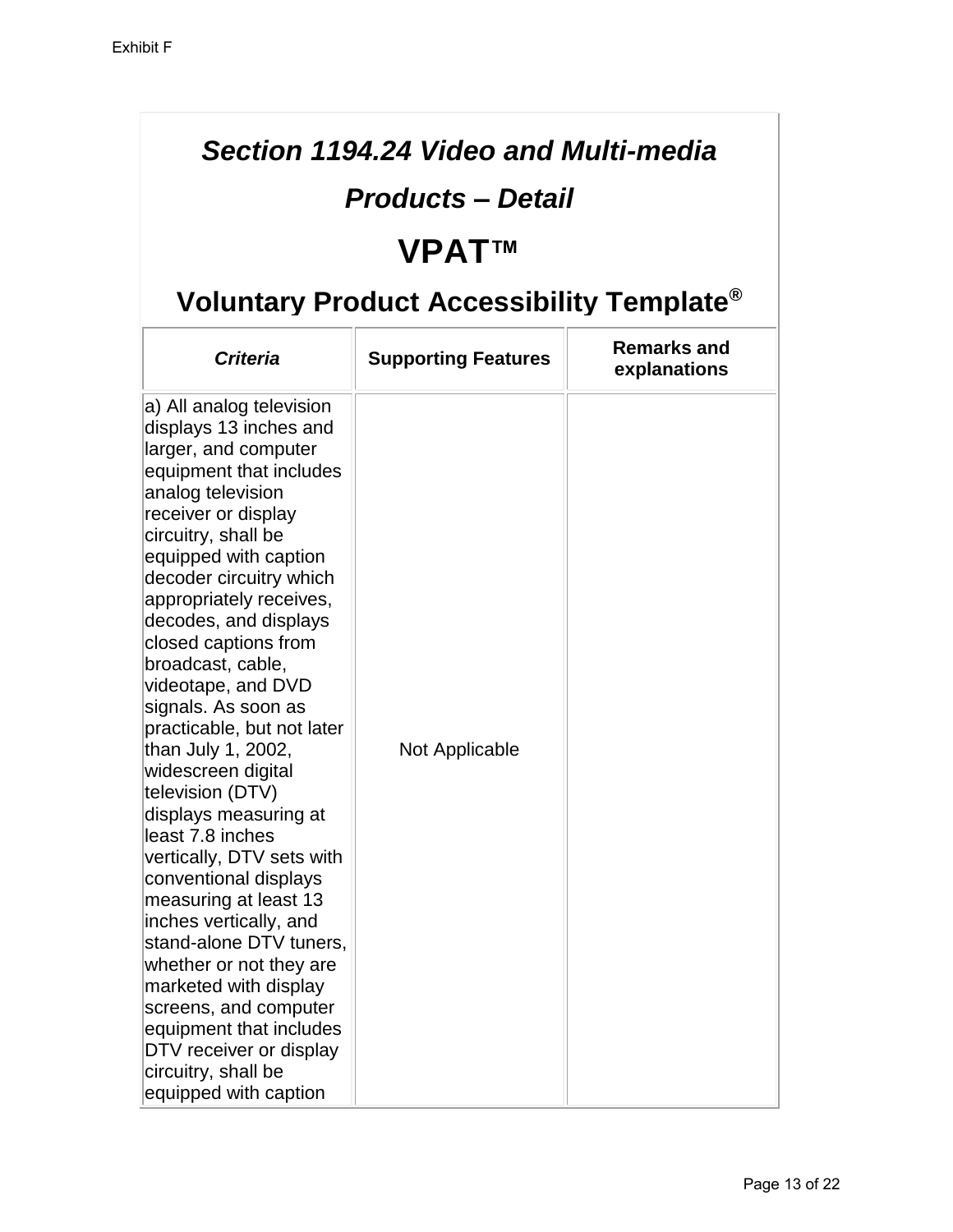Exhibit F

## *Section 1194.24 Video and Multi-media Products – Detail*

# VPAT™

## Voluntary Product Accessibility Template®

| *Criteria* | Supporting Features | Remarks and explanations |
|---|---|---|
| a) All analog television displays 13 inches and larger, and computer equipment that includes analog television receiver or display circuitry, shall be equipped with caption decoder circuitry which appropriately receives, decodes, and displays closed captions from broadcast, cable, videotape, and DVD signals. As soon as practicable, but not later than July 1, 2002, widescreen digital television (DTV) displays measuring at least 7.8 inches vertically, DTV sets with conventional displays measuring at least 13 inches vertically, and stand-alone DTV tuners, whether or not they are marketed with display screens, and computer equipment that includes DTV receiver or display circuitry, shall be equipped with caption | Not Applicable | |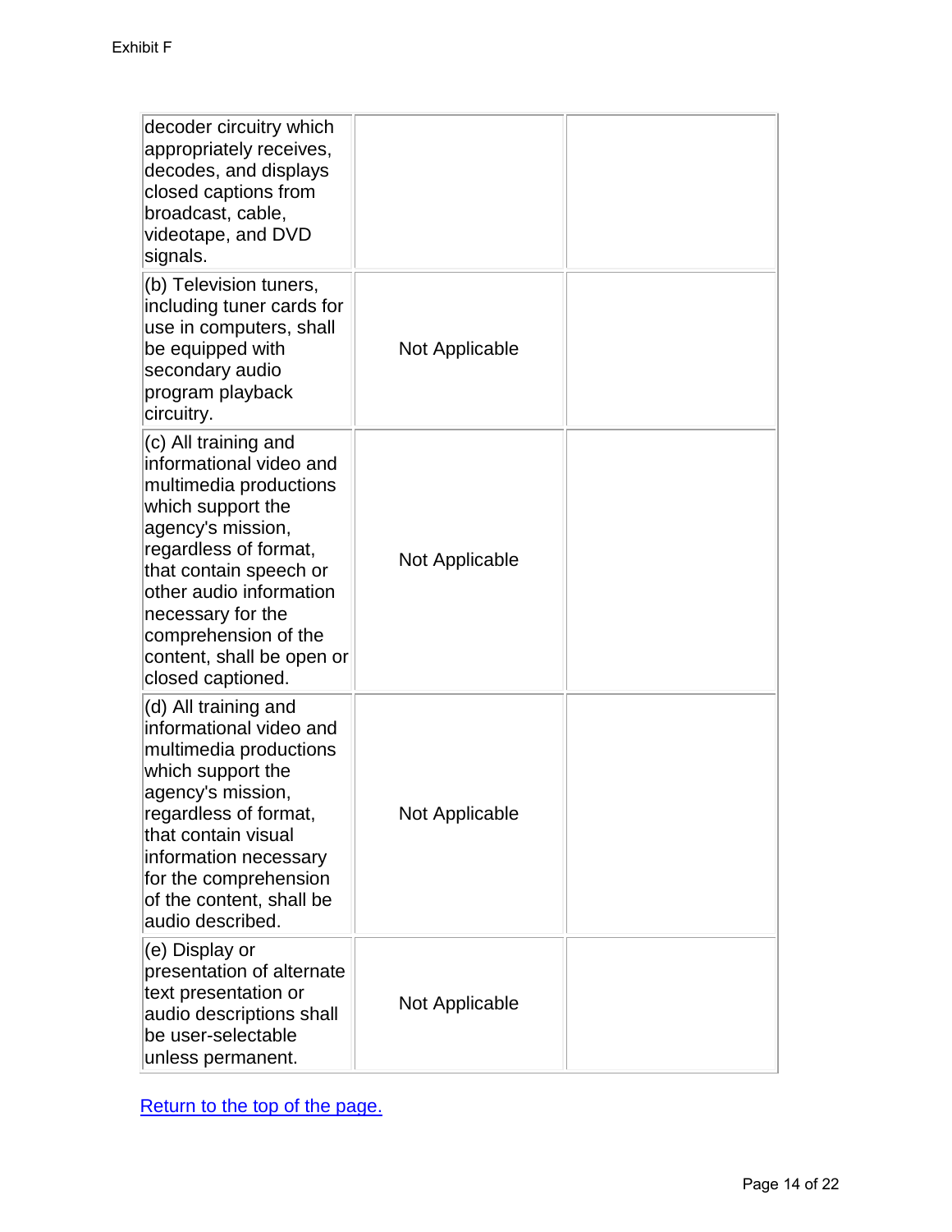| | | |
|---|---|---|
| decoder circuitry which appropriately receives, decodes, and displays closed captions from broadcast, cable, videotape, and DVD signals. | | |
| (b) Television tuners, including tuner cards for use in computers, shall be equipped with secondary audio program playback circuitry. | Not Applicable | |
| (c) All training and informational video and multimedia productions which support the agency's mission, regardless of format, that contain speech or other audio information necessary for the comprehension of the content, shall be open or closed captioned. | Not Applicable | |
| (d) All training and informational video and multimedia productions which support the agency's mission, regardless of format, that contain visual information necessary for the comprehension of the content, shall be audio described. | Not Applicable | |
| (e) Display or presentation of alternate text presentation or audio descriptions shall be user-selectable unless permanent. | Not Applicable | |

Return to the top of the page.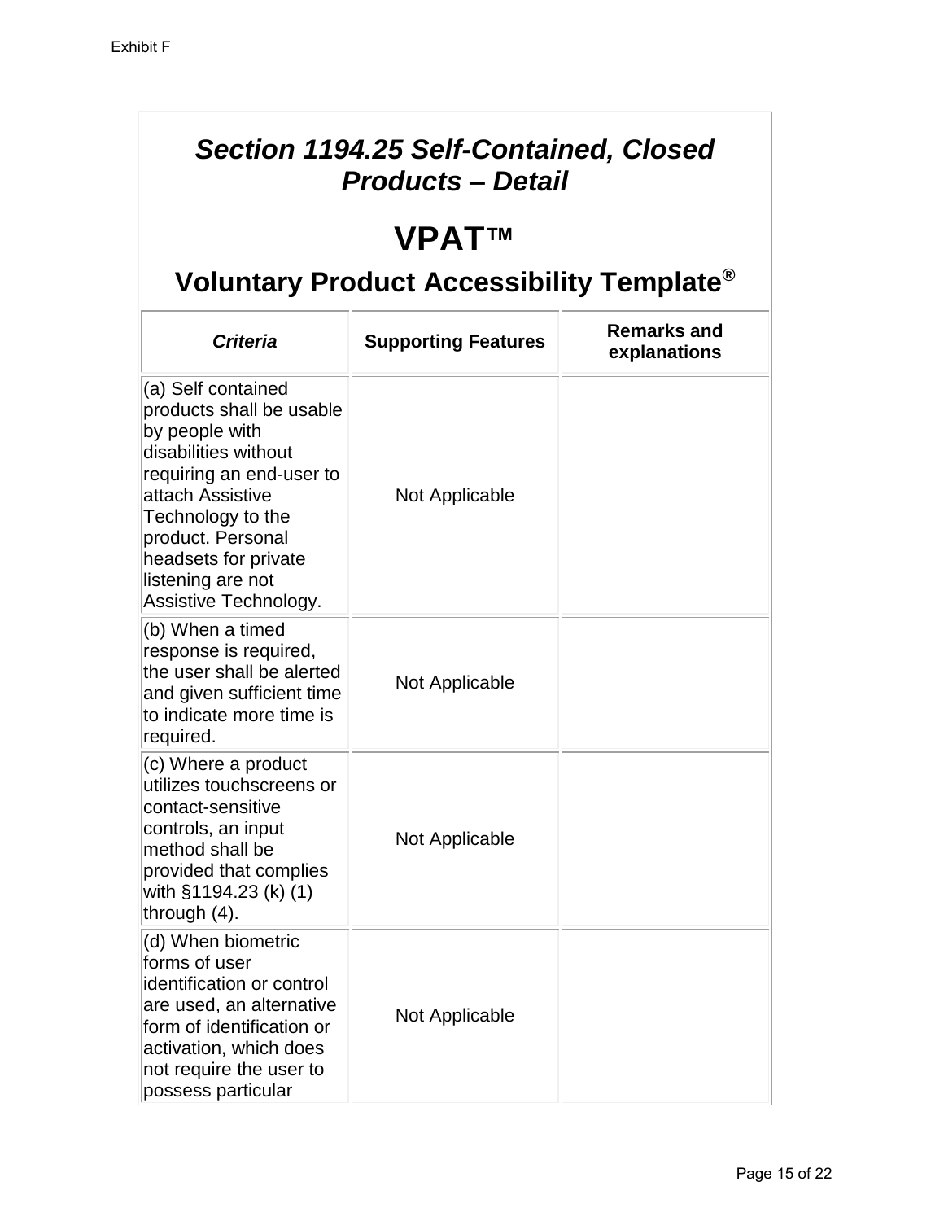Exhibit F

## *Section 1194.25 Self-Contained, Closed Products – Detail*

# VPAT™

## Voluntary Product Accessibility Template®

| ***Criteria*** | **Supporting Features** | **Remarks and explanations** |
| --- | --- | --- |
| (a) Self contained products shall be usable by people with disabilities without requiring an end-user to attach Assistive Technology to the product. Personal headsets for private listening are not Assistive Technology. | Not Applicable | |
| (b) When a timed response is required, the user shall be alerted and given sufficient time to indicate more time is required. | Not Applicable | |
| (c) Where a product utilizes touchscreens or contact-sensitive controls, an input method shall be provided that complies with §1194.23 (k) (1) through (4). | Not Applicable | |
| (d) When biometric forms of user identification or control are used, an alternative form of identification or activation, which does not require the user to possess particular | Not Applicable | |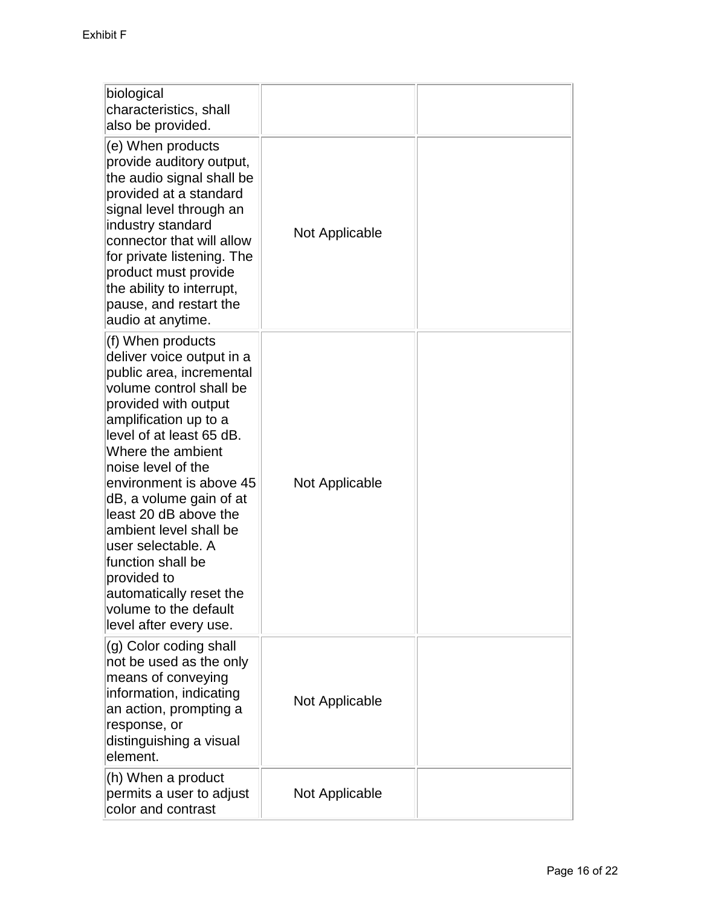| | | |
|---|---|---|
| biological characteristics, shall also be provided. | | |
| (e) When products provide auditory output, the audio signal shall be provided at a standard signal level through an industry standard connector that will allow for private listening. The product must provide the ability to interrupt, pause, and restart the audio at anytime. | Not Applicable | |
| (f) When products deliver voice output in a public area, incremental volume control shall be provided with output amplification up to a level of at least 65 dB. Where the ambient noise level of the environment is above 45 dB, a volume gain of at least 20 dB above the ambient level shall be user selectable. A function shall be provided to automatically reset the volume to the default level after every use. | Not Applicable | |
| (g) Color coding shall not be used as the only means of conveying information, indicating an action, prompting a response, or distinguishing a visual element. | Not Applicable | |
| (h) When a product permits a user to adjust color and contrast | Not Applicable | |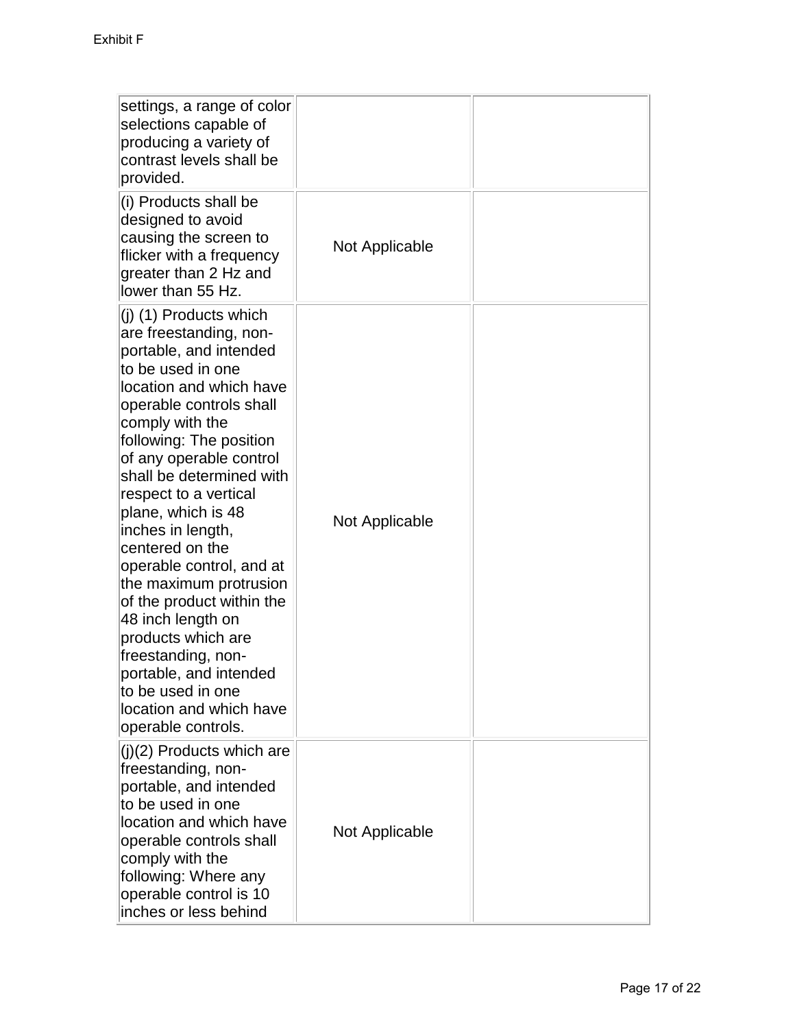Exhibit F

| | | |
|---|---|---|
| settings, a range of color selections capable of producing a variety of contrast levels shall be provided. | | |
| (i) Products shall be designed to avoid causing the screen to flicker with a frequency greater than 2 Hz and lower than 55 Hz. | Not Applicable | |
| (j) (1) Products which are freestanding, non-portable, and intended to be used in one location and which have operable controls shall comply with the following: The position of any operable control shall be determined with respect to a vertical plane, which is 48 inches in length, centered on the operable control, and at the maximum protrusion of the product within the 48 inch length on products which are freestanding, non-portable, and intended to be used in one location and which have operable controls. | Not Applicable | |
| (j)(2) Products which are freestanding, non-portable, and intended to be used in one location and which have operable controls shall comply with the following: Where any operable control is 10 inches or less behind | Not Applicable | |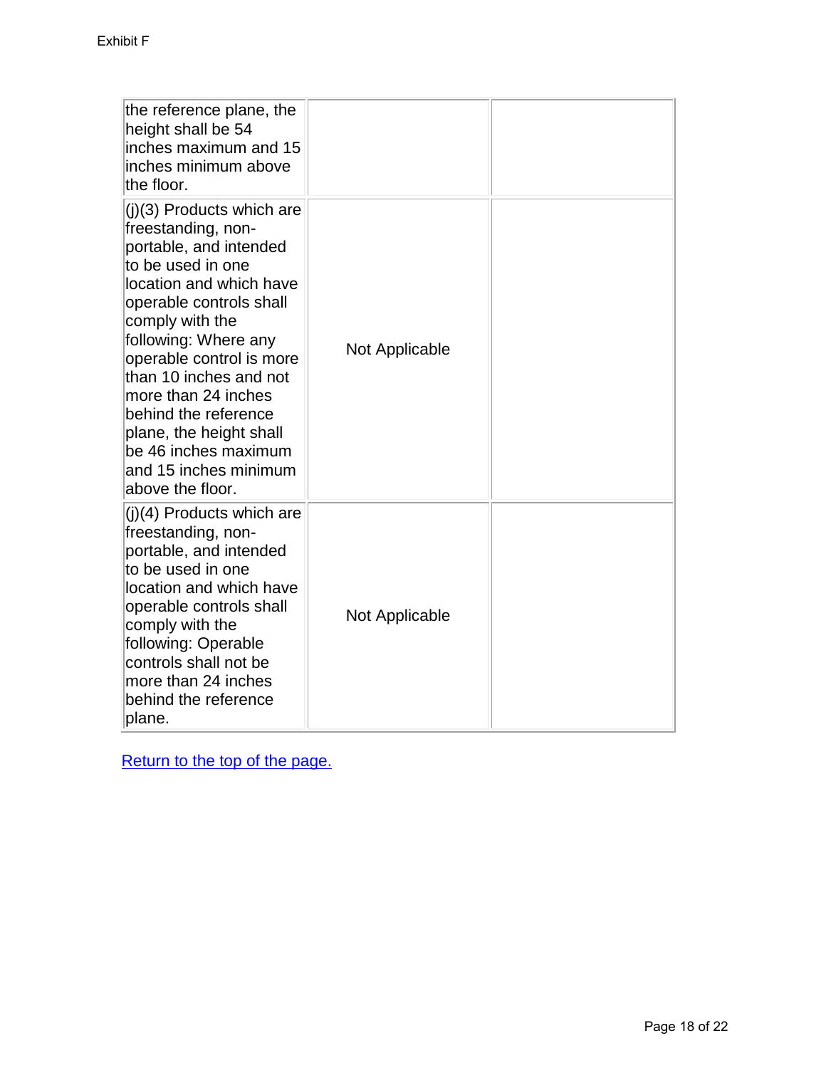| | | |
|---|---|---|
| the reference plane, the height shall be 54 inches maximum and 15 inches minimum above the floor. | | |
| (j)(3) Products which are freestanding, non-portable, and intended to be used in one location and which have operable controls shall comply with the following: Where any operable control is more than 10 inches and not more than 24 inches behind the reference plane, the height shall be 46 inches maximum and 15 inches minimum above the floor. | Not Applicable | |
| (j)(4) Products which are freestanding, non-portable, and intended to be used in one location and which have operable controls shall comply with the following: Operable controls shall not be more than 24 inches behind the reference plane. | Not Applicable | |

[Return to the top of the page.]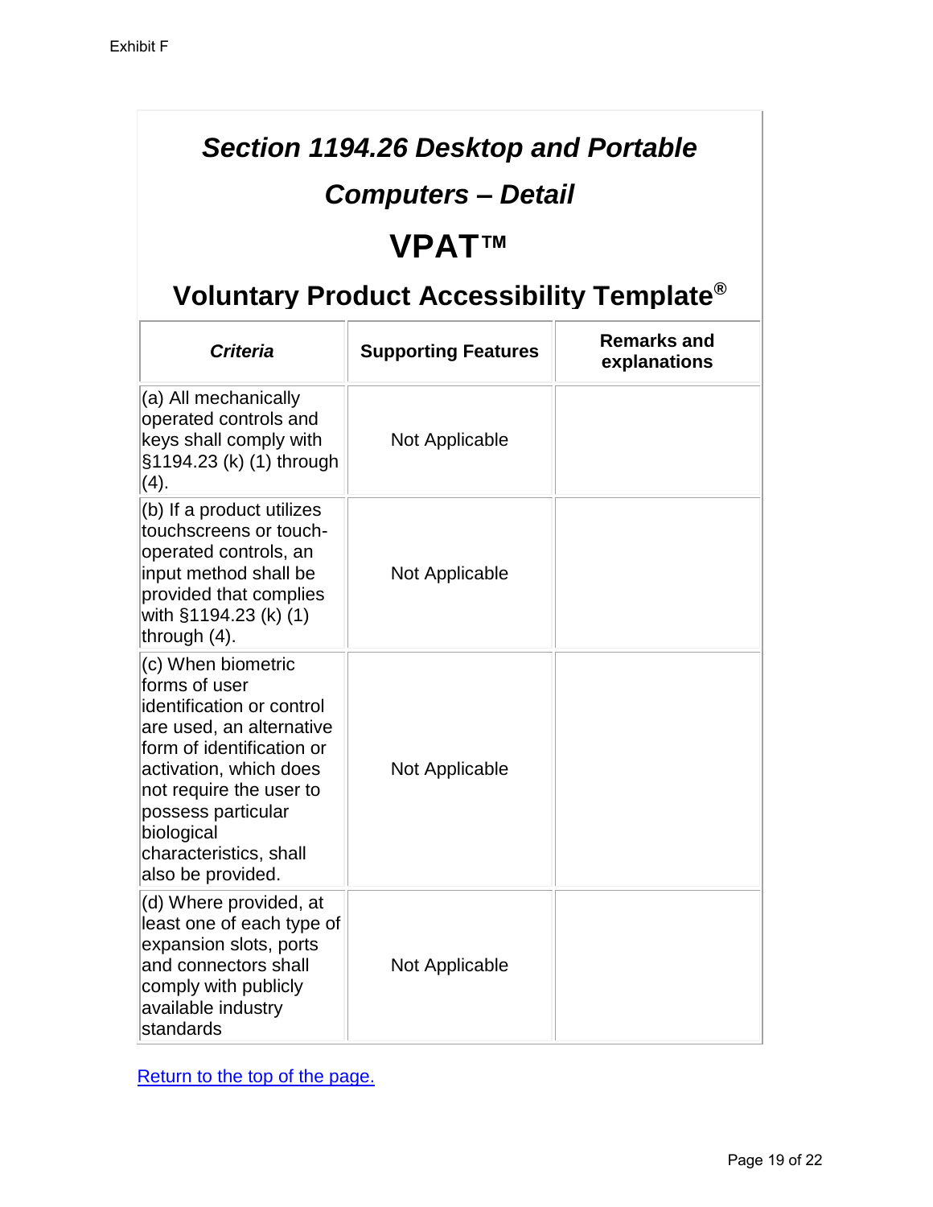Exhibit F

## *Section 1194.26 Desktop and Portable Computers – Detail*

# VPAT™

## Voluntary Product Accessibility Template®

| *Criteria* | Supporting Features | Remarks and explanations |
|---|---|---|
| (a) All mechanically operated controls and keys shall comply with §1194.23 (k) (1) through (4). | Not Applicable | |
| (b) If a product utilizes touchscreens or touch-operated controls, an input method shall be provided that complies with §1194.23 (k) (1) through (4). | Not Applicable | |
| (c) When biometric forms of user identification or control are used, an alternative form of identification or activation, which does not require the user to possess particular biological characteristics, shall also be provided. | Not Applicable | |
| (d) Where provided, at least one of each type of expansion slots, ports and connectors shall comply with publicly available industry standards | Not Applicable | |

Return to the top of the page.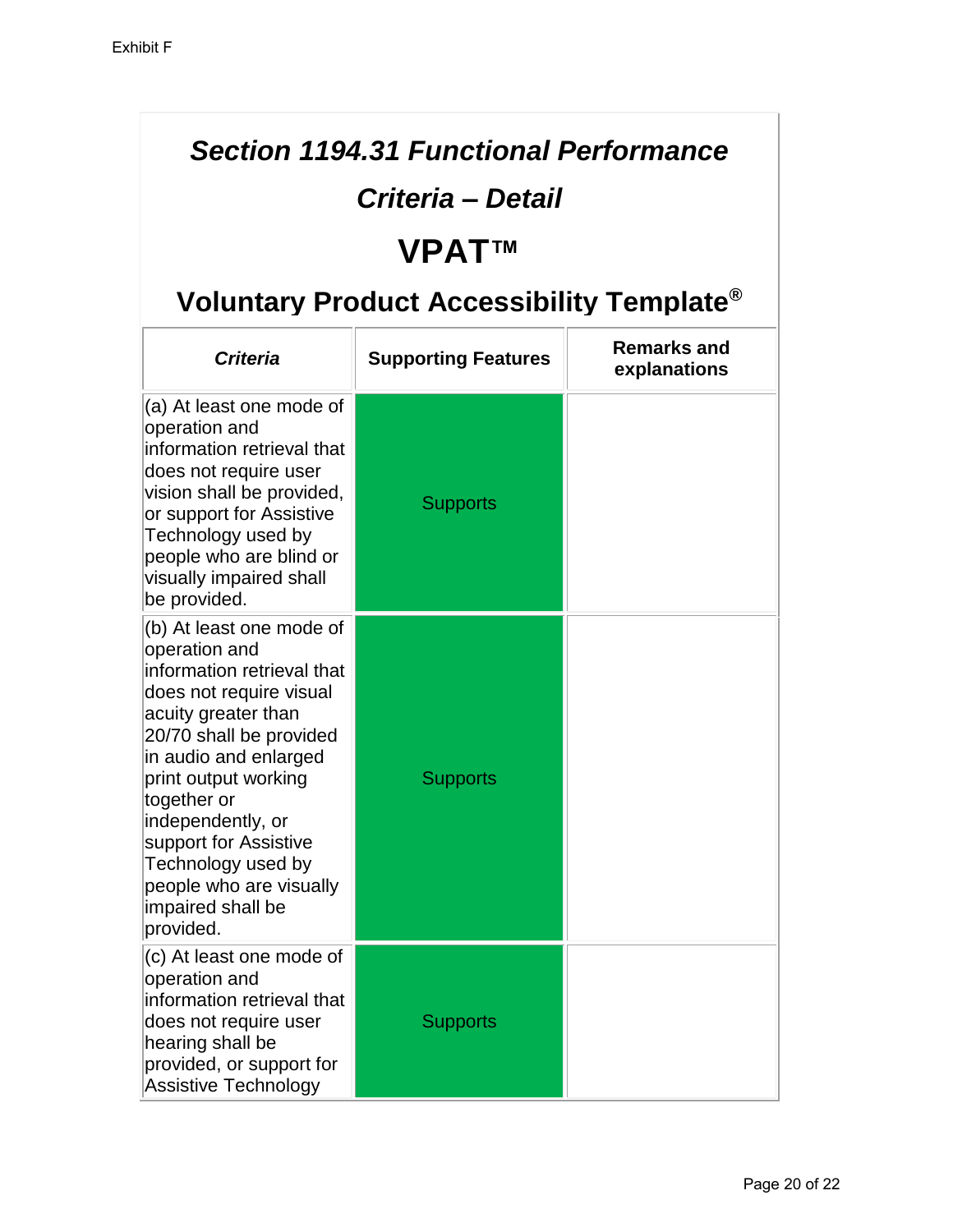Exhibit F

## *Section 1194.31 Functional Performance Criteria – Detail*

# VPAT™

## Voluntary Product Accessibility Template®

| *Criteria* | **Supporting Features** | **Remarks and explanations** |
|---|---|---|
| (a) At least one mode of operation and information retrieval that does not require user vision shall be provided, or support for Assistive Technology used by people who are blind or visually impaired shall be provided. | Supports | |
| (b) At least one mode of operation and information retrieval that does not require visual acuity greater than 20/70 shall be provided in audio and enlarged print output working together or independently, or support for Assistive Technology used by people who are visually impaired shall be provided. | Supports | |
| (c) At least one mode of operation and information retrieval that does not require user hearing shall be provided, or support for Assistive Technology | Supports | |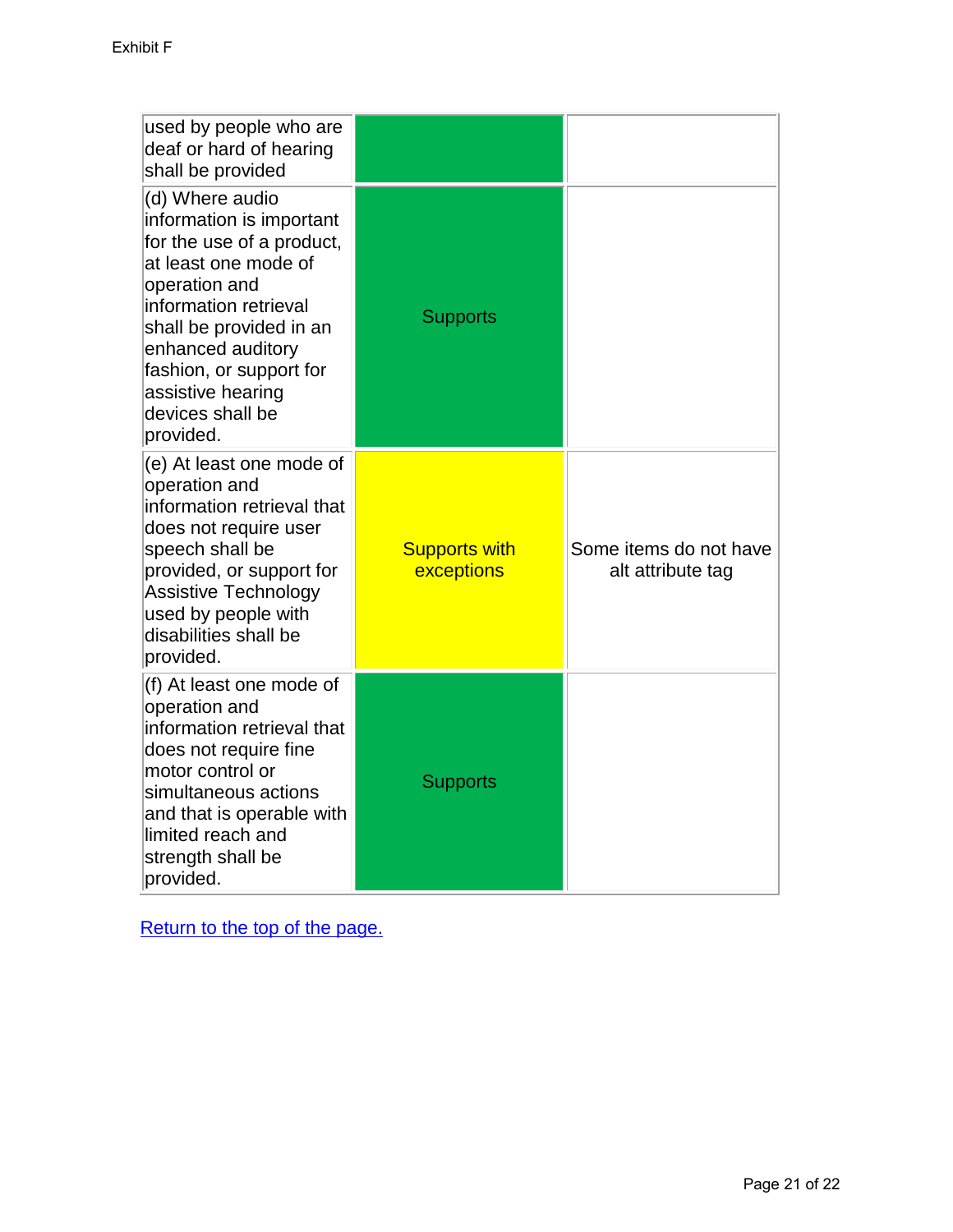Exhibit F

| | | |
|---|---|---|
| used by people who are deaf or hard of hearing shall be provided | | |
| (d) Where audio information is important for the use of a product, at least one mode of operation and information retrieval shall be provided in an enhanced auditory fashion, or support for assistive hearing devices shall be provided. | Supports | |
| (e) At least one mode of operation and information retrieval that does not require user speech shall be provided, or support for Assistive Technology used by people with disabilities shall be provided. | Supports with exceptions | Some items do not have alt attribute tag |
| (f) At least one mode of operation and information retrieval that does not require fine motor control or simultaneous actions and that is operable with limited reach and strength shall be provided. | Supports | |

Return to the top of the page.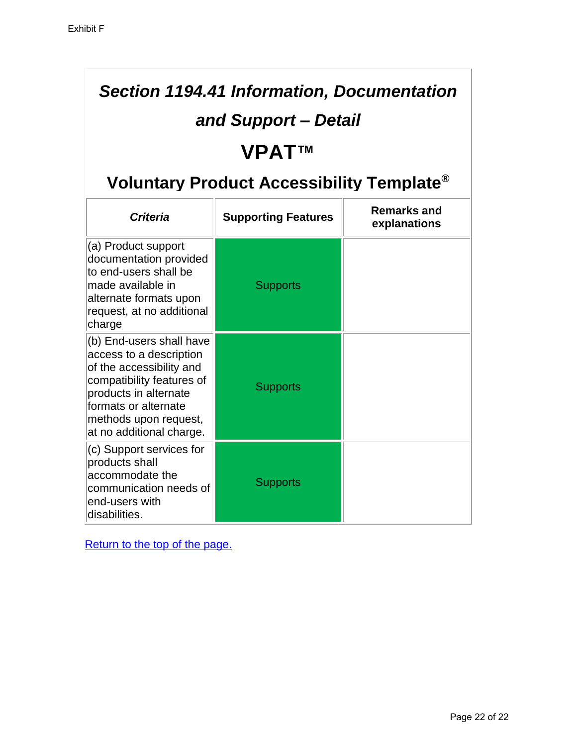## *Section 1194.41 Information, Documentation and Support – Detail*

# VPAT™

## Voluntary Product Accessibility Template®

| *Criteria* | Supporting Features | Remarks and explanations |
|---|---|---|
| (a) Product support documentation provided to end-users shall be made available in alternate formats upon request, at no additional charge | Supports | |
| (b) End-users shall have access to a description of the accessibility and compatibility features of products in alternate formats or alternate methods upon request, at no additional charge. | Supports | |
| (c) Support services for products shall accommodate the communication needs of end-users with disabilities. | Supports | |

Return to the top of the page.